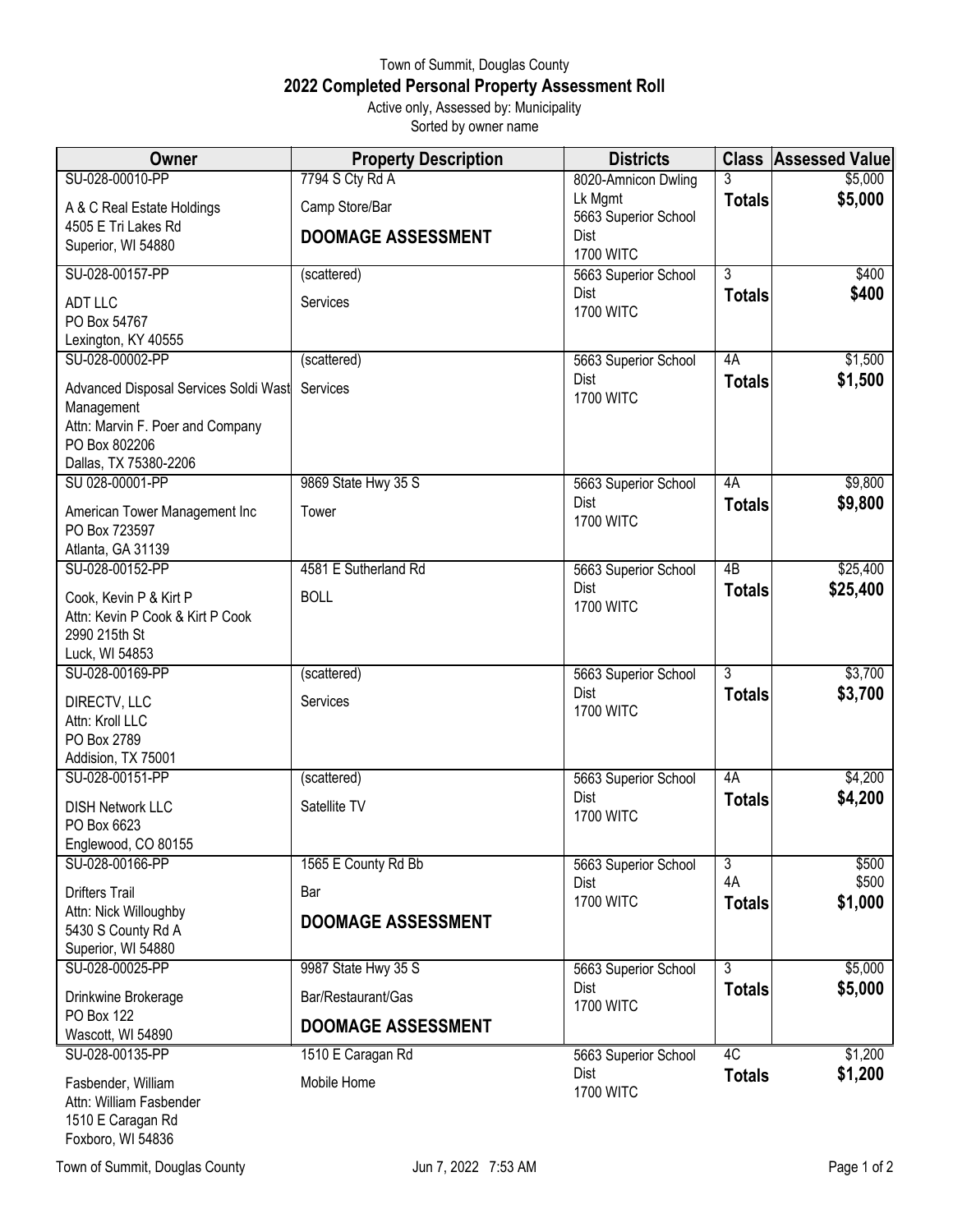Town of Summit, Douglas County

# 2022 Completed Personal Property Assessment Roll

Active only, Assessed by: Municipality

Sorted by owner name

| Owner | Property Description | Districts | Class | Assessed Value |
|---|---|---|---|---|
| SU-028-00010-PP<br>A & C Real Estate Holdings<br>4505 E Tri Lakes Rd<br>Superior, WI 54880 | 7794 S Cty Rd A<br>Camp Store/Bar<br>**DOOMAGE ASSESSMENT** | 8020-Amnicon Dwling Lk Mgmt<br>5663 Superior School Dist<br>1700 WITC | 3<br>**Totals** | $5,000<br>**$5,000** |
| SU-028-00157-PP<br>ADT LLC<br>PO Box 54767<br>Lexington, KY 40555 | (scattered)<br>Services | 5663 Superior School Dist<br>1700 WITC | 3<br>**Totals** | $400<br>**$400** |
| SU-028-00002-PP<br>Advanced Disposal Services Soldi Wast Management<br>Attn: Marvin F. Poer and Company<br>PO Box 802206<br>Dallas, TX 75380-2206 | (scattered)<br>Services | 5663 Superior School Dist<br>1700 WITC | 4A<br>**Totals** | $1,500<br>**$1,500** |
| SU 028-00001-PP<br>American Tower Management Inc<br>PO Box 723597<br>Atlanta, GA 31139 | 9869 State Hwy 35 S<br>Tower | 5663 Superior School Dist<br>1700 WITC | 4A<br>**Totals** | $9,800<br>**$9,800** |
| SU-028-00152-PP<br>Cook, Kevin P & Kirt P<br>Attn: Kevin P Cook & Kirt P Cook<br>2990 215th St<br>Luck, WI 54853 | 4581 E Sutherland Rd<br>BOLL | 5663 Superior School Dist<br>1700 WITC | 4B<br>**Totals** | $25,400<br>**$25,400** |
| SU-028-00169-PP<br>DIRECTV, LLC<br>Attn: Kroll LLC<br>PO Box 2789<br>Addision, TX 75001 | (scattered)<br>Services | 5663 Superior School Dist<br>1700 WITC | 3<br>**Totals** | $3,700<br>**$3,700** |
| SU-028-00151-PP<br>DISH Network LLC<br>PO Box 6623<br>Englewood, CO 80155 | (scattered)<br>Satellite TV | 5663 Superior School Dist<br>1700 WITC | 4A<br>**Totals** | $4,200<br>**$4,200** |
| SU-028-00166-PP<br>Drifters Trail<br>Attn: Nick Willoughby<br>5430 S County Rd A<br>Superior, WI 54880 | 1565 E County Rd Bb<br>Bar<br>**DOOMAGE ASSESSMENT** | 5663 Superior School Dist<br>1700 WITC | 3<br>4A<br>**Totals** | $500<br>$500<br>**$1,000** |
| SU-028-00025-PP<br>Drinkwine Brokerage<br>PO Box 122<br>Wascott, WI 54890 | 9987 State Hwy 35 S<br>Bar/Restaurant/Gas<br>**DOOMAGE ASSESSMENT** | 5663 Superior School Dist<br>1700 WITC | 3<br>**Totals** | $5,000<br>**$5,000** |
| SU-028-00135-PP<br>Fasbender, William<br>Attn: William Fasbender<br>1510 E Caragan Rd<br>Foxboro, WI 54836 | 1510 E Caragan Rd<br>Mobile Home | 5663 Superior School Dist<br>1700 WITC | 4C<br>**Totals** | $1,200<br>**$1,200** |

Town of Summit, Douglas County Jun 7, 2022 7:53 AM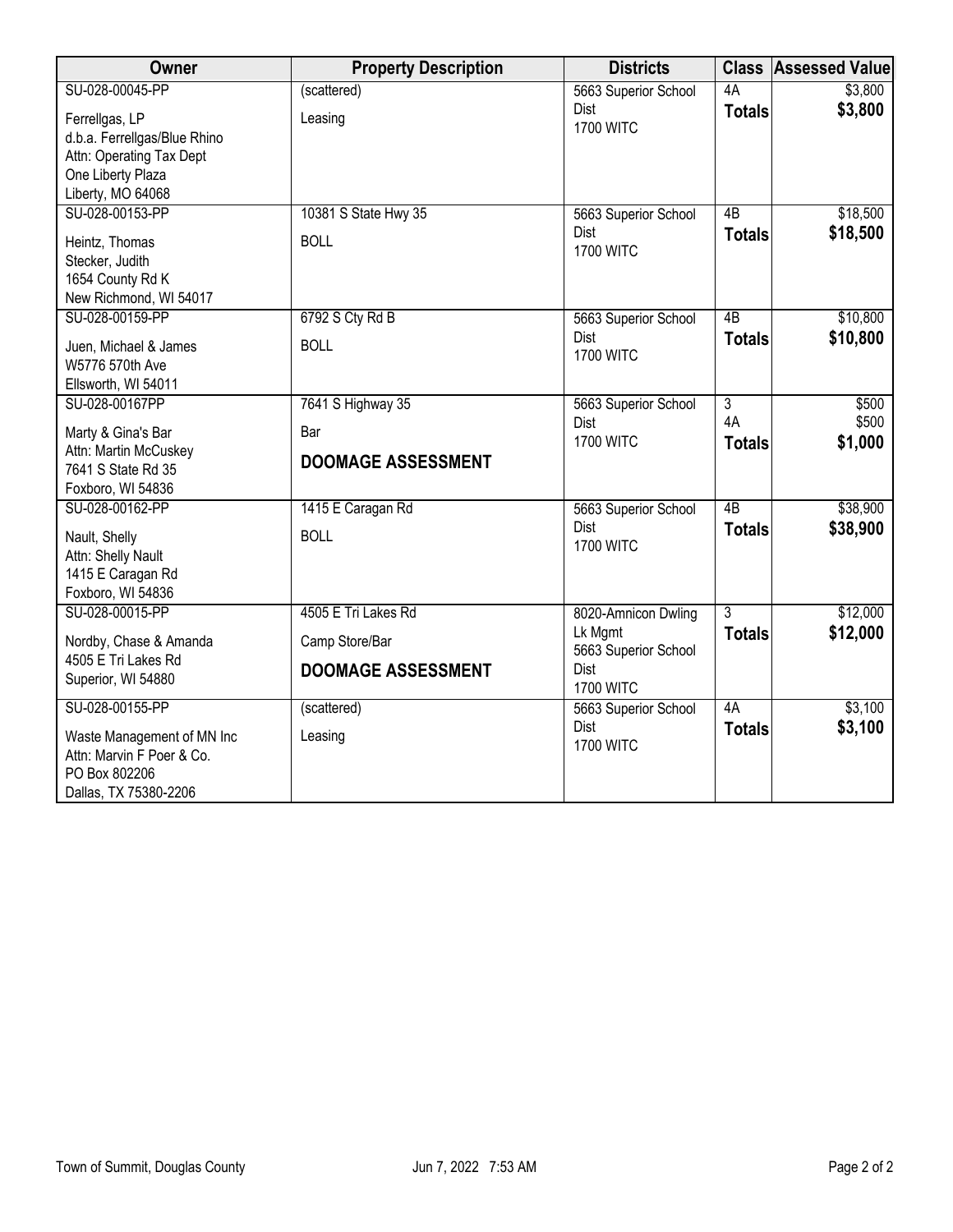| Owner | Property Description | Districts | Class | Assessed Value |
|---|---|---|---|---|
| SU-028-00045-PP<br>Ferrellgas, LP<br>d.b.a. Ferrellgas/Blue Rhino<br>Attn: Operating Tax Dept<br>One Liberty Plaza<br>Liberty, MO 64068 | (scattered)<br>Leasing | 5663 Superior School Dist<br>1700 WITC | 4A<br>**Totals** | \$3,800<br>**\$3,800** |
| SU-028-00153-PP<br>Heintz, Thomas<br>Stecker, Judith<br>1654 County Rd K<br>New Richmond, WI 54017 | 10381 S State Hwy 35<br>BOLL | 5663 Superior School Dist<br>1700 WITC | 4B<br>**Totals** | \$18,500<br>**\$18,500** |
| SU-028-00159-PP<br>Juen, Michael & James<br>W5776 570th Ave<br>Ellsworth, WI 54011 | 6792 S Cty Rd B<br>BOLL | 5663 Superior School Dist<br>1700 WITC | 4B<br>**Totals** | \$10,800<br>**\$10,800** |
| SU-028-00167PP<br>Marty & Gina's Bar<br>Attn: Martin McCuskey<br>7641 S State Rd 35<br>Foxboro, WI 54836 | 7641 S Highway 35<br>Bar<br>**DOOMAGE ASSESSMENT** | 5663 Superior School Dist<br>1700 WITC | 3<br>4A<br>**Totals** | \$500<br>\$500<br>**\$1,000** |
| SU-028-00162-PP<br>Nault, Shelly<br>Attn: Shelly Nault<br>1415 E Caragan Rd<br>Foxboro, WI 54836 | 1415 E Caragan Rd<br>BOLL | 5663 Superior School Dist<br>1700 WITC | 4B<br>**Totals** | \$38,900<br>**\$38,900** |
| SU-028-00015-PP<br>Nordby, Chase & Amanda<br>4505 E Tri Lakes Rd<br>Superior, WI 54880 | 4505 E Tri Lakes Rd<br>Camp Store/Bar<br>**DOOMAGE ASSESSMENT** | 8020-Amnicon Dwling Lk Mgmt<br>5663 Superior School Dist<br>1700 WITC | 3<br>**Totals** | \$12,000<br>**\$12,000** |
| SU-028-00155-PP<br>Waste Management of MN Inc<br>Attn: Marvin F Poer & Co.<br>PO Box 802206<br>Dallas, TX 75380-2206 | (scattered)<br>Leasing | 5663 Superior School Dist<br>1700 WITC | 4A<br>**Totals** | \$3,100<br>**\$3,100** |

Town of Summit, Douglas County Jun 7, 2022 7:53 AM